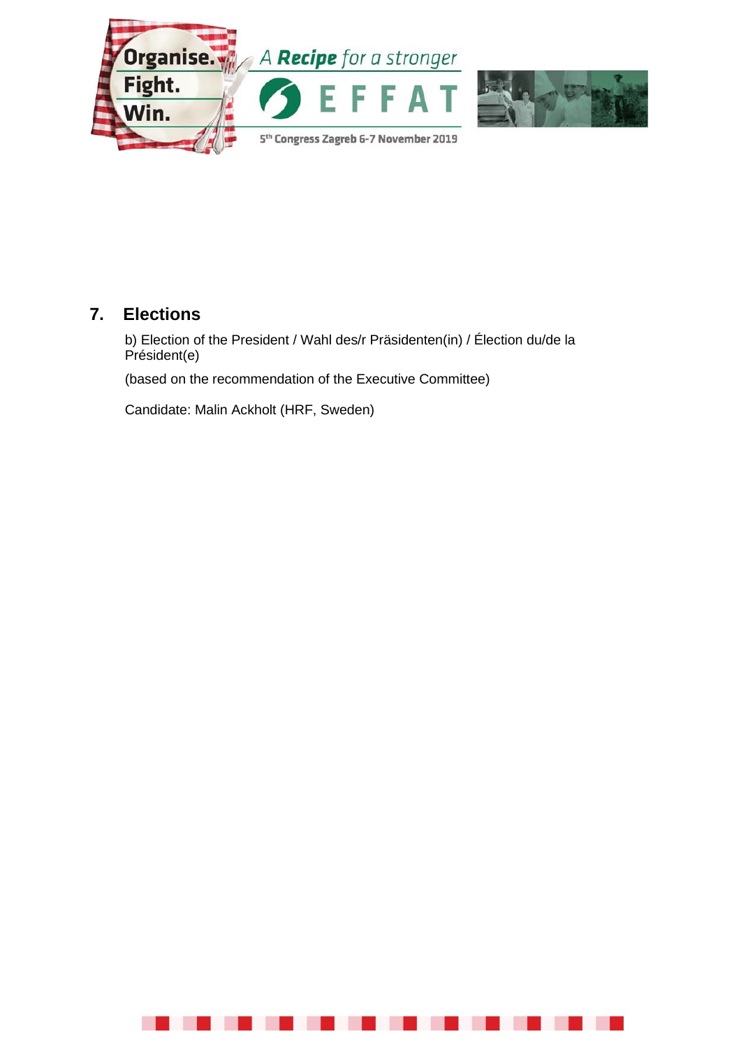## 7. Elections

b) Election of the President / Wahl des/r Präsidenten(in) / Élection du/de la Président(e)

(based on the recommendation of the Executive Committee)

Candidate: Malin Ackholt (HRF, Sweden)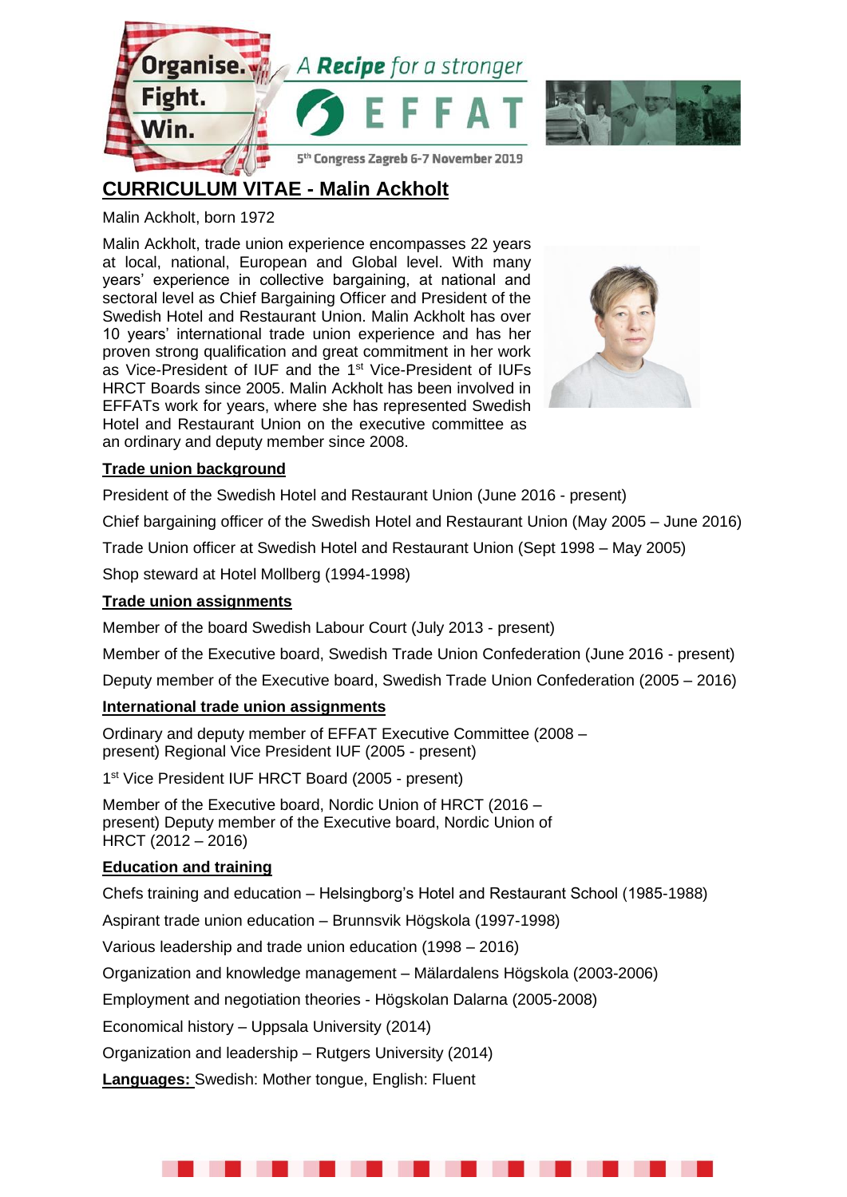# CURRICULUM VITAE - Malin Ackholt

Malin Ackholt, born 1972

Malin Ackholt, trade union experience encompasses 22 years at local, national, European and Global level. With many years' experience in collective bargaining, at national and sectoral level as Chief Bargaining Officer and President of the Swedish Hotel and Restaurant Union. Malin Ackholt has over 10 years' international trade union experience and has her proven strong qualification and great commitment in her work as Vice-President of IUF and the 1st Vice-President of IUFs HRCT Boards since 2005. Malin Ackholt has been involved in EFFATs work for years, where she has represented Swedish Hotel and Restaurant Union on the executive committee as an ordinary and deputy member since 2008.

## Trade union background

President of the Swedish Hotel and Restaurant Union (June 2016 - present)

Chief bargaining officer of the Swedish Hotel and Restaurant Union (May 2005 – June 2016)

Trade Union officer at Swedish Hotel and Restaurant Union (Sept 1998 – May 2005)

Shop steward at Hotel Mollberg (1994-1998)

## Trade union assignments

Member of the board Swedish Labour Court (July 2013 - present)

Member of the Executive board, Swedish Trade Union Confederation (June 2016 - present)

Deputy member of the Executive board, Swedish Trade Union Confederation (2005 – 2016)

## International trade union assignments

Ordinary and deputy member of EFFAT Executive Committee (2008 – present) Regional Vice President IUF (2005 - present)

1st Vice President IUF HRCT Board (2005 - present)

Member of the Executive board, Nordic Union of HRCT (2016 – present) Deputy member of the Executive board, Nordic Union of HRCT (2012 – 2016)

## Education and training

Chefs training and education – Helsingborg's Hotel and Restaurant School (1985-1988)

Aspirant trade union education – Brunnsvik Högskola (1997-1998)

Various leadership and trade union education (1998 – 2016)

Organization and knowledge management – Mälardalens Högskola (2003-2006)

Employment and negotiation theories - Högskolan Dalarna (2005-2008)

Economical history – Uppsala University (2014)

Organization and leadership – Rutgers University (2014)

**Languages:** Swedish: Mother tongue, English: Fluent